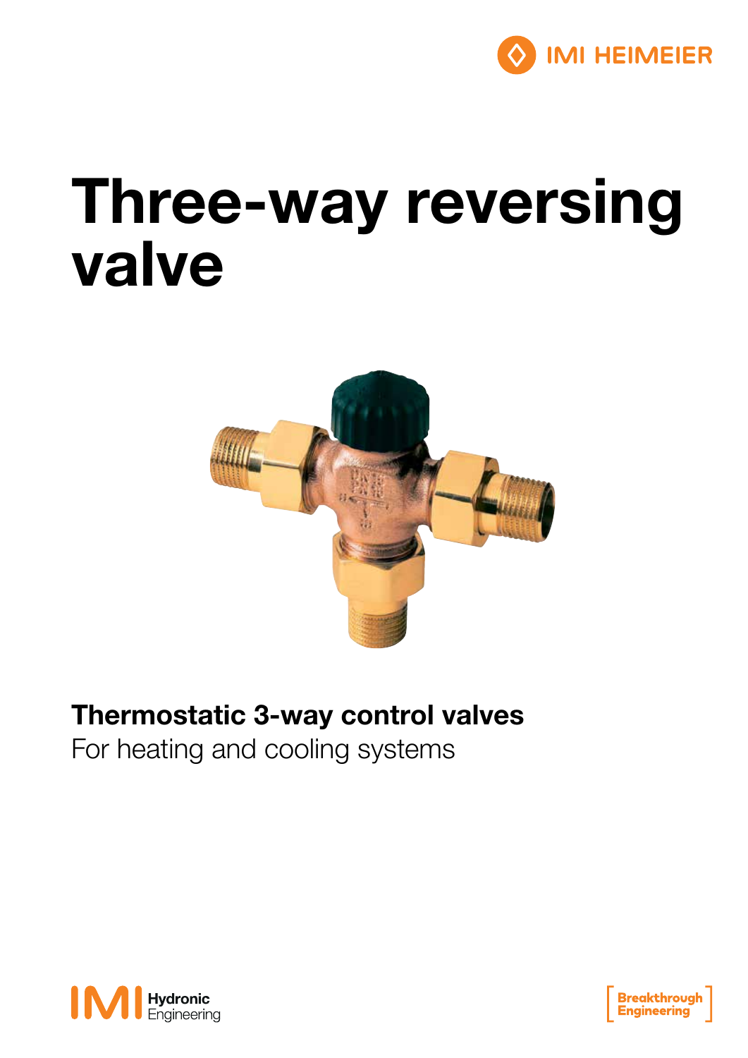IMI HEIMEIER

# Three-way reversing valve

**Thermostatic 3-way control valves**

For heating and cooling systems

IMI Hydronic Engineering

Breakthrough Engineering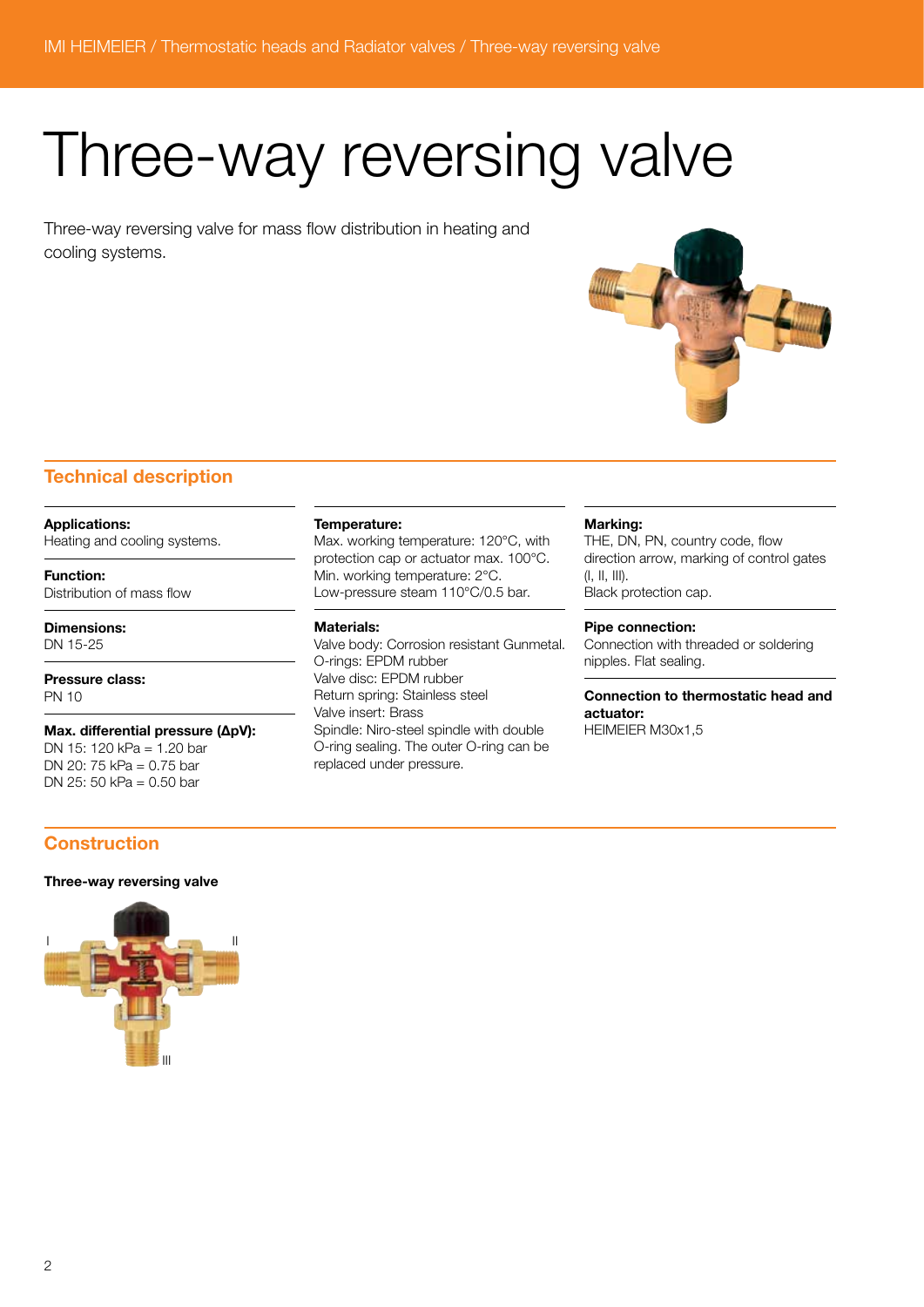# Three-way reversing valve

Three-way reversing valve for mass flow distribution in heating and cooling systems.

## Technical description

**Applications:**
Heating and cooling systems.

**Function:**
Distribution of mass flow

**Dimensions:**
DN 15-25

**Pressure class:**
PN 10

**Max. differential pressure (ΔpV):**
DN 15: 120 kPa = 1.20 bar
DN 20: 75 kPa = 0.75 bar
DN 25: 50 kPa = 0.50 bar

**Temperature:**
Max. working temperature: 120°C, with protection cap or actuator max. 100°C.
Min. working temperature: 2°C.
Low-pressure steam 110°C/0.5 bar.

**Materials:**
Valve body: Corrosion resistant Gunmetal.
O-rings: EPDM rubber
Valve disc: EPDM rubber
Return spring: Stainless steel
Valve insert: Brass
Spindle: Niro-steel spindle with double O-ring sealing. The outer O-ring can be replaced under pressure.

**Marking:**
THE, DN, PN, country code, flow direction arrow, marking of control gates (I, II, III).
Black protection cap.

**Pipe connection:**
Connection with threaded or soldering nipples. Flat sealing.

**Connection to thermostatic head and actuator:**
HEIMEIER M30x1,5

## Construction

**Three-way reversing valve**

I II III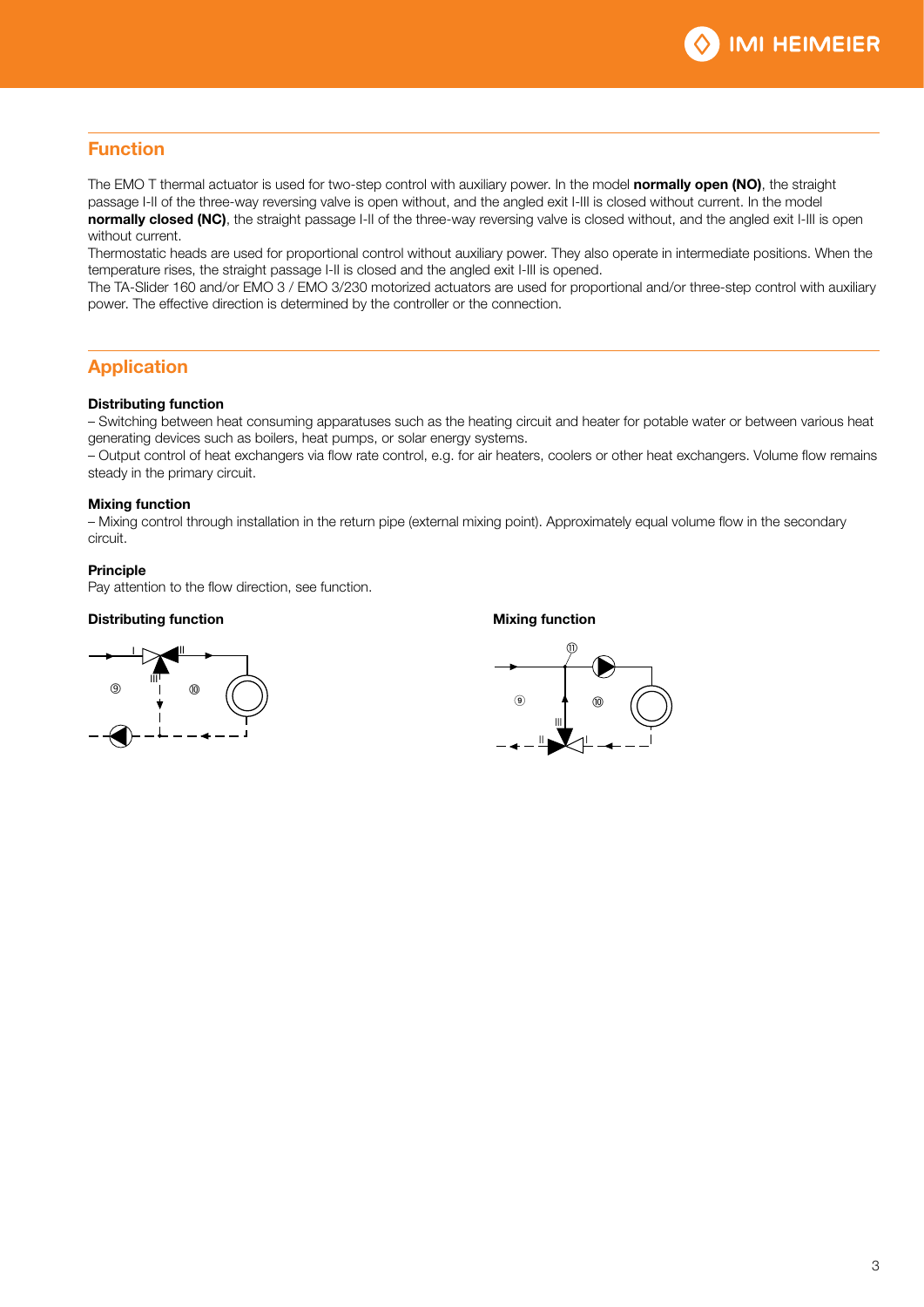## Function

The EMO T thermal actuator is used for two-step control with auxiliary power. In the model **normally open (NO)**, the straight passage I-II of the three-way reversing valve is open without, and the angled exit I-III is closed without current. In the model **normally closed (NC)**, the straight passage I-II of the three-way reversing valve is closed without, and the angled exit I-III is open without current.
Thermostatic heads are used for proportional control without auxiliary power. They also operate in intermediate positions. When the temperature rises, the straight passage I-II is closed and the angled exit I-III is opened.
The TA-Slider 160 and/or EMO 3 / EMO 3/230 motorized actuators are used for proportional and/or three-step control with auxiliary power. The effective direction is determined by the controller or the connection.

## Application

**Distributing function**

– Switching between heat consuming apparatuses such as the heating circuit and heater for potable water or between various heat generating devices such as boilers, heat pumps, or solar energy systems.
– Output control of heat exchangers via flow rate control, e.g. for air heaters, coolers or other heat exchangers. Volume flow remains steady in the primary circuit.

**Mixing function**

– Mixing control through installation in the return pipe (external mixing point). Approximately equal volume flow in the secondary circuit.

**Principle**

Pay attention to the flow direction, see function.

**Distributing function**

I II III ⑨ ⑩

**Mixing function**

⑪ ⑨ ⑩ III II I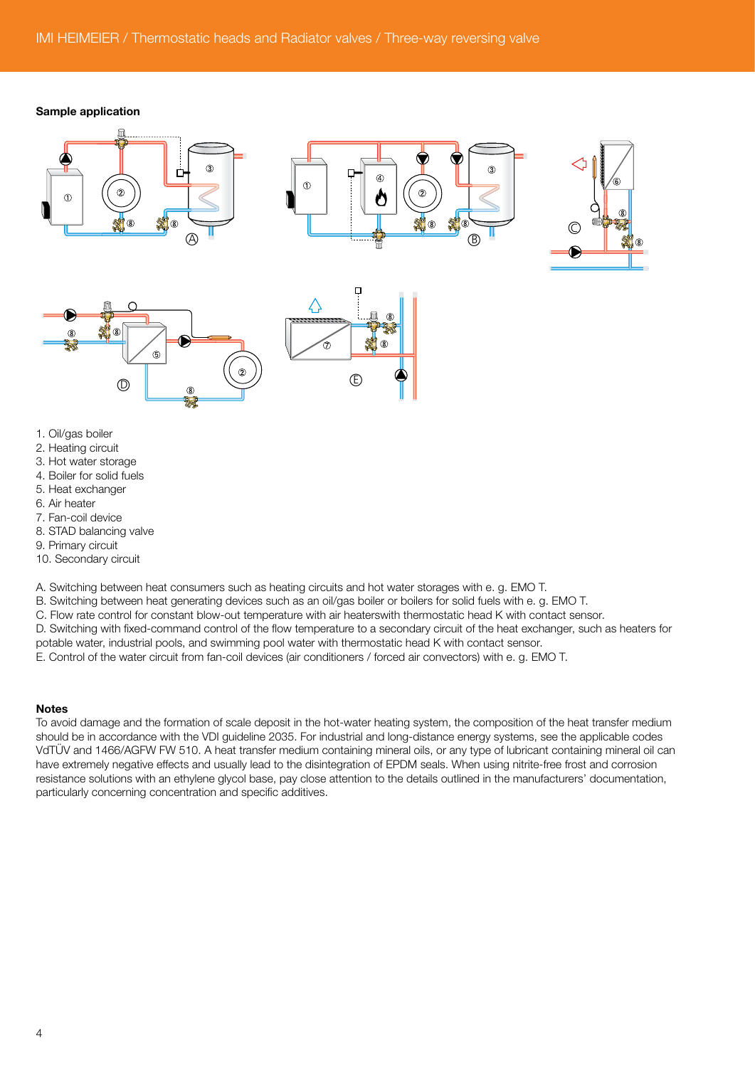**Sample application**

1. Oil/gas boiler
2. Heating circuit
3. Hot water storage
4. Boiler for solid fuels
5. Heat exchanger
6. Air heater
7. Fan-coil device
8. STAD balancing valve
9. Primary circuit
10. Secondary circuit

A. Switching between heat consumers such as heating circuits and hot water storages with e. g. EMO T.
B. Switching between heat generating devices such as an oil/gas boiler or boilers for solid fuels with e. g. EMO T.
C. Flow rate control for constant blow-out temperature with air heaterswith thermostatic head K with contact sensor.
D. Switching with fixed-command control of the flow temperature to a secondary circuit of the heat exchanger, such as heaters for potable water, industrial pools, and swimming pool water with thermostatic head K with contact sensor.
E. Control of the water circuit from fan-coil devices (air conditioners / forced air convectors) with e. g. EMO T.

**Notes**

To avoid damage and the formation of scale deposit in the hot-water heating system, the composition of the heat transfer medium should be in accordance with the VDI guideline 2035. For industrial and long-distance energy systems, see the applicable codes VdTÜV and 1466/AGFW FW 510. A heat transfer medium containing mineral oils, or any type of lubricant containing mineral oil can have extremely negative effects and usually lead to the disintegration of EPDM seals. When using nitrite-free frost and corrosion resistance solutions with an ethylene glycol base, pay close attention to the details outlined in the manufacturers' documentation, particularly concerning concentration and specific additives.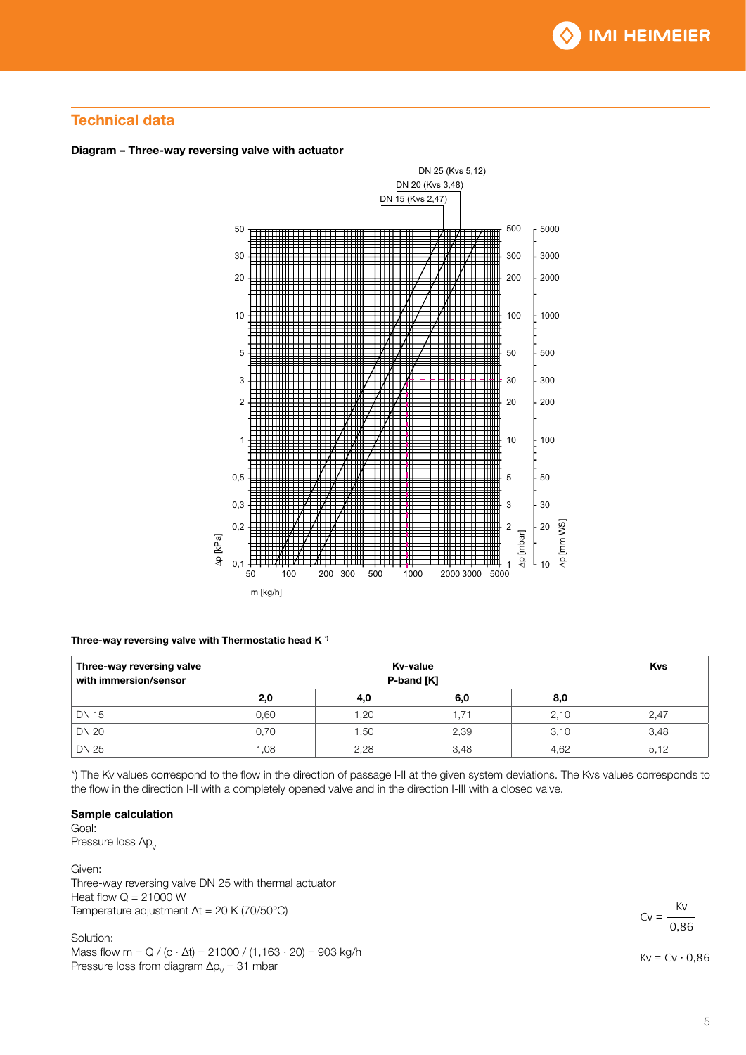## Technical data

**Diagram – Three-way reversing valve with actuator**

DN 25 (Kvs 5,12)
DN 20 (Kvs 3,48)
DN 15 (Kvs 2,47)

Δp [kPa]: 0,1 – 0,2 – 0,3 – 0,5 – 1 – 2 – 3 – 5 – 10 – 20 – 30 – 50

Δp [mbar]: 1 – 2 – 3 – 5 – 10 – 20 – 30 – 50 – 100 – 200 – 300 – 500

Δp [mm WS]: 10 – 20 – 30 – 50 – 100 – 200 – 300 – 500 – 1000 – 2000 – 3000 – 5000

m [kg/h]: 50 – 100 – 200 – 300 – 500 – 1000 – 2000 – 3000 – 5000

**Three-way reversing valve with Thermostatic head K \*)**

| Three-way reversing valve with immersion/sensor | Kv-value P-band [K] | | | | Kvs |
|---|---|---|---|---|---|
| | 2,0 | 4,0 | 6,0 | 8,0 | |
| DN 15 | 0,60 | 1,20 | 1,71 | 2,10 | 2,47 |
| DN 20 | 0,70 | 1,50 | 2,39 | 3,10 | 3,48 |
| DN 25 | 1,08 | 2,28 | 3,48 | 4,62 | 5,12 |

*) The Kv values correspond to the flow in the direction of passage I-II at the given system deviations. The Kvs values corresponds to the flow in the direction I-II with a completely opened valve and in the direction I-III with a closed valve.

**Sample calculation**

Goal:
Pressure loss $\Delta p_v$

Given:
Three-way reversing valve DN 25 with thermal actuator
Heat flow Q = 21000 W
Temperature adjustment Δt = 20 K (70/50°C)

Solution:
Mass flow m = Q / (c · Δt) = 21000 / (1,163 · 20) = 903 kg/h
Pressure loss from diagram $\Delta p_v$ = 31 mbar

$$Cv = \frac{Kv}{0{,}86}$$

$$Kv = Cv \cdot 0{,}86$$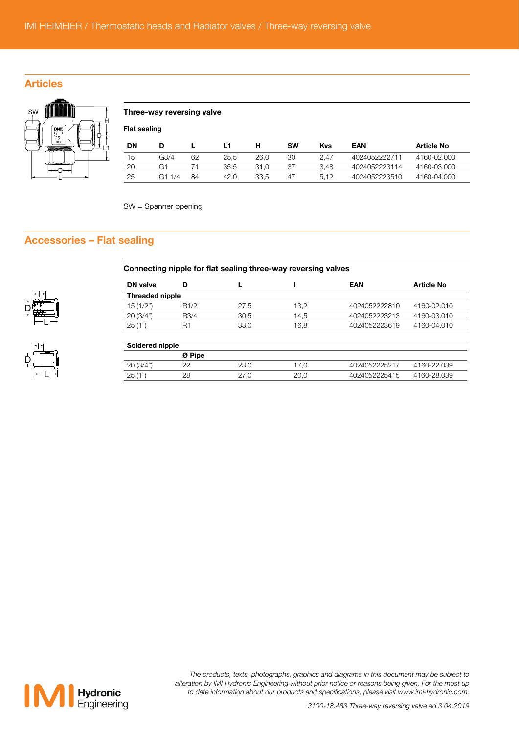## Articles

### Three-way reversing valve

**Flat sealing**

| DN | D | L | L1 | H | SW | Kvs | EAN | Article No |
|---|---|---|---|---|---|---|---|---|
| 15 | G3/4 | 62 | 25,5 | 26,0 | 30 | 2,47 | 4024052222711 | 4160-02.000 |
| 20 | G1 | 71 | 35,5 | 31,0 | 37 | 3,48 | 4024052223114 | 4160-03.000 |
| 25 | G1 1/4 | 84 | 42,0 | 33,5 | 47 | 5,12 | 4024052223510 | 4160-04.000 |

SW = Spanner opening

## Accessories – Flat sealing

### Connecting nipple for flat sealing three-way reversing valves

| DN valve | D | L | l | EAN | Article No |
|---|---|---|---|---|---|
| **Threaded nipple** | | | | | |
| 15 (1/2") | R1/2 | 27,5 | 13,2 | 4024052222810 | 4160-02.010 |
| 20 (3/4") | R3/4 | 30,5 | 14,5 | 4024052223213 | 4160-03.010 |
| 25 (1") | R1 | 33,0 | 16,8 | 4024052223619 | 4160-04.010 |
| **Soldered nipple** | | | | | |
| | **Ø Pipe** | | | | |
| 20 (3/4") | 22 | 23,0 | 17,0 | 4024052225217 | 4160-22.039 |
| 25 (1") | 28 | 27,0 | 20,0 | 4024052225415 | 4160-28.039 |

*The products, texts, photographs, graphics and diagrams in this document may be subject to alteration by IMI Hydronic Engineering without prior notice or reasons being given. For the most up to date information about our products and specifications, please visit www.imi-hydronic.com.*

*3100-18.483 Three-way reversing valve ed.3 04.2019*